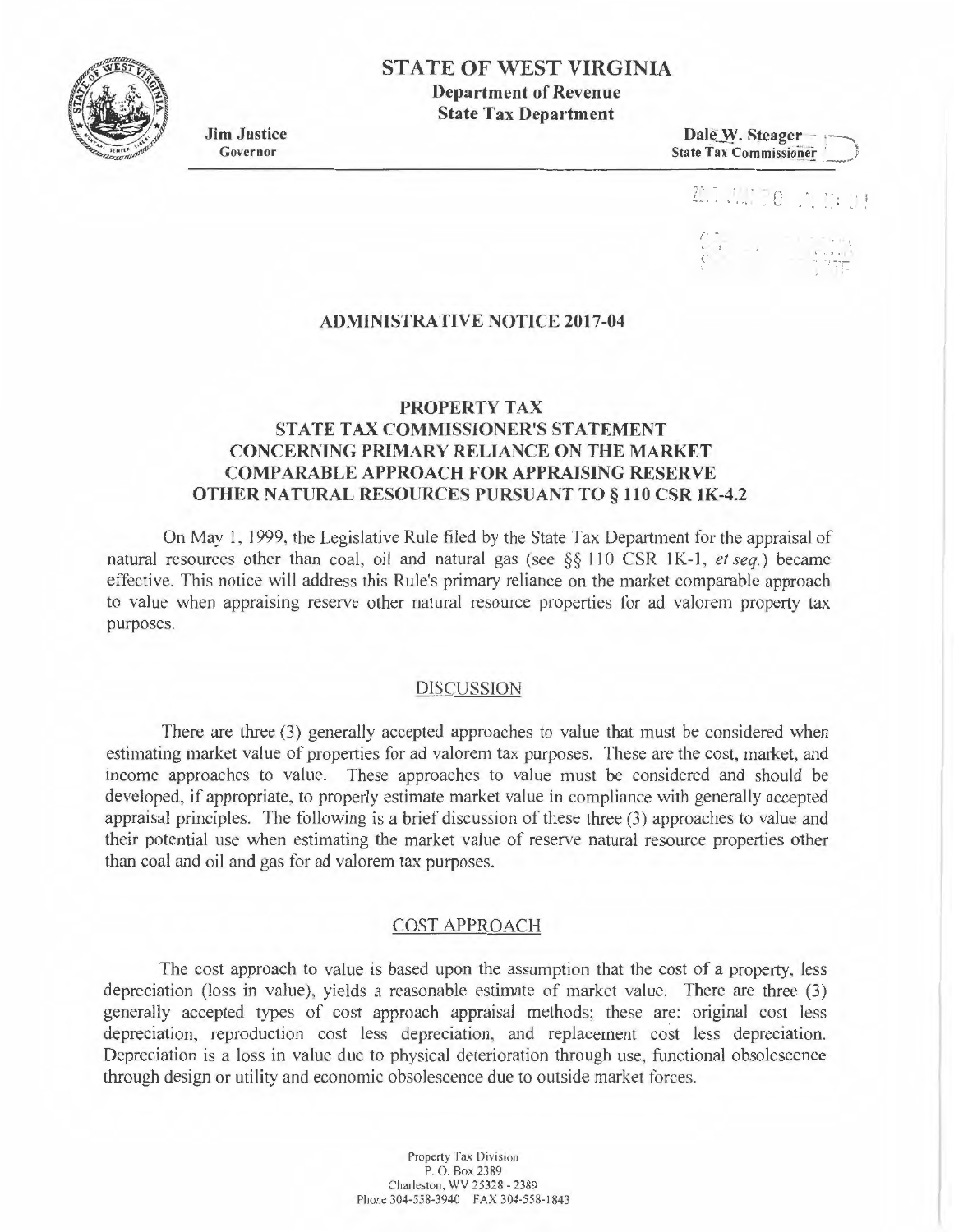# STATE OF WEST VIRGINIA

**Department of Revenue**
**State Tax Department**

**Jim Justice**
Governor

**Dale W. Steager**
State Tax Commissioner

## ADMINISTRATIVE NOTICE 2017-04

## PROPERTY TAX
## STATE TAX COMMISSIONER'S STATEMENT CONCERNING PRIMARY RELIANCE ON THE MARKET COMPARABLE APPROACH FOR APPRAISING RESERVE OTHER NATURAL RESOURCES PURSUANT TO § 110 CSR 1K-4.2

On May 1, 1999, the Legislative Rule filed by the State Tax Department for the appraisal of natural resources other than coal, oil and natural gas (see §§ 110 CSR 1K-1, *et seq.*) became effective. This notice will address this Rule's primary reliance on the market comparable approach to value when appraising reserve other natural resource properties for ad valorem property tax purposes.

### DISCUSSION

There are three (3) generally accepted approaches to value that must be considered when estimating market value of properties for ad valorem tax purposes. These are the cost, market, and income approaches to value. These approaches to value must be considered and should be developed, if appropriate, to properly estimate market value in compliance with generally accepted appraisal principles. The following is a brief discussion of these three (3) approaches to value and their potential use when estimating the market value of reserve natural resource properties other than coal and oil and gas for ad valorem tax purposes.

### COST APPROACH

The cost approach to value is based upon the assumption that the cost of a property, less depreciation (loss in value), yields a reasonable estimate of market value. There are three (3) generally accepted types of cost approach appraisal methods; these are: original cost less depreciation, reproduction cost less depreciation, and replacement cost less depreciation. Depreciation is a loss in value due to physical deterioration through use, functional obsolescence through design or utility and economic obsolescence due to outside market forces.

Property Tax Division
P. O. Box 2389
Charleston, WV 25328 - 2389
Phone 304-558-3940 FAX 304-558-1843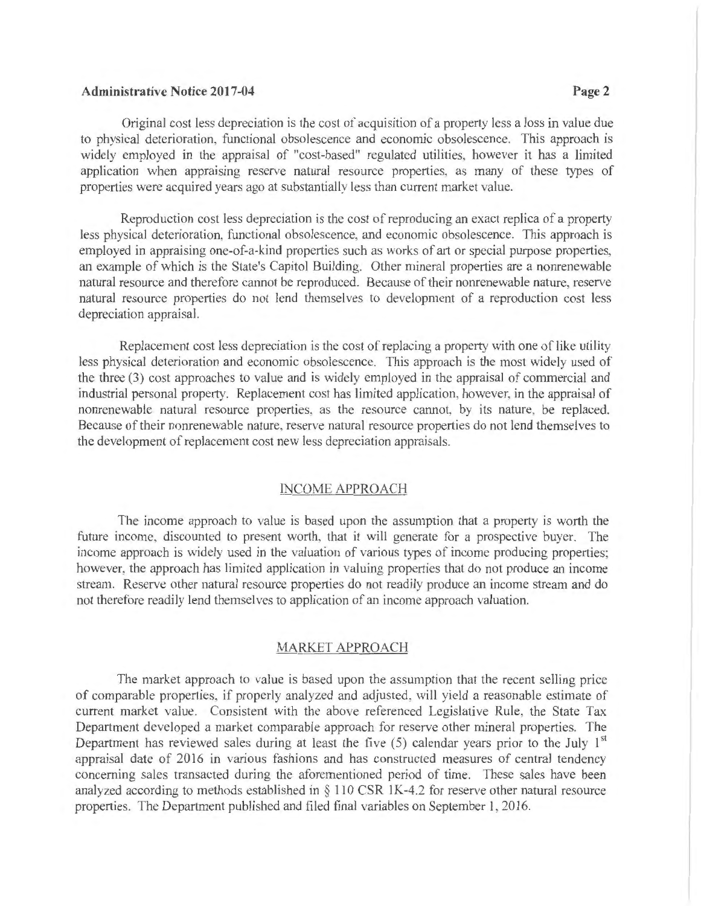Original cost less depreciation is the cost of acquisition of a property less a loss in value due to physical deterioration, functional obsolescence and economic obsolescence. This approach is widely employed in the appraisal of "cost-based" regulated utilities, however it has a limited application when appraising reserve natural resource properties, as many of these types of properties were acquired years ago at substantially less than current market value.

Reproduction cost less depreciation is the cost of reproducing an exact replica of a property less physical deterioration, functional obsolescence, and economic obsolescence. This approach is employed in appraising one-of-a-kind properties such as works of art or special purpose properties, an example of which is the State's Capitol Building. Other mineral properties are a nonrenewable natural resource and therefore cannot be reproduced. Because of their nonrenewable nature, reserve natural resource properties do not lend themselves to development of a reproduction cost less depreciation appraisal.

Replacement cost less depreciation is the cost of replacing a property with one of like utility less physical deterioration and economic obsolescence. This approach is the most widely used of the three (3) cost approaches to value and is widely employed in the appraisal of commercial and industrial personal property. Replacement cost has limited application, however, in the appraisal of nonrenewable natural resource properties, as the resource cannot, by its nature, be replaced. Because of their nonrenewable nature, reserve natural resource properties do not lend themselves to the development of replacement cost new less depreciation appraisals.

## INCOME APPROACH

The income approach to value is based upon the assumption that a property is worth the future income, discounted to present worth, that it will generate for a prospective buyer. The income approach is widely used in the valuation of various types of income producing properties; however, the approach has limited application in valuing properties that do not produce an income stream. Reserve other natural resource properties do not readily produce an income stream and do not therefore readily lend themselves to application of an income approach valuation.

## MARKET APPROACH

The market approach to value is based upon the assumption that the recent selling price of comparable properties, if properly analyzed and adjusted, will yield a reasonable estimate of current market value. Consistent with the above referenced Legislative Rule, the State Tax Department developed a market comparable approach for reserve other mineral properties. The Department has reviewed sales during at least the five (5) calendar years prior to the July 1st appraisal date of 2016 in various fashions and has constructed measures of central tendency concerning sales transacted during the aforementioned period of time. These sales have been analyzed according to methods established in § 110 CSR 1K-4.2 for reserve other natural resource properties. The Department published and filed final variables on September 1, 2016.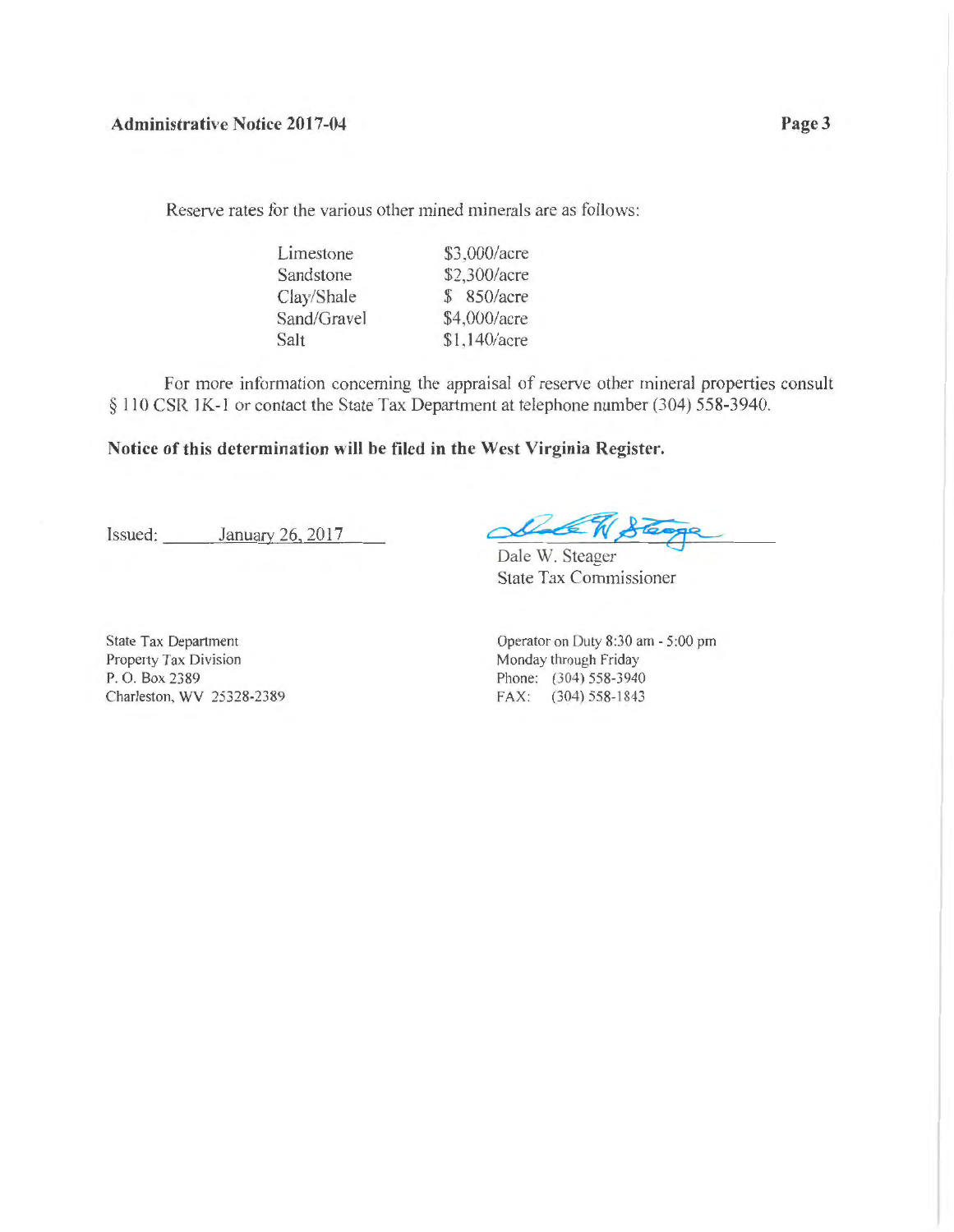Reserve rates for the various other mined minerals are as follows:

| | |
|---|---|
| Limestone | $3,000/acre |
| Sandstone | $2,300/acre |
| Clay/Shale | $ 850/acre |
| Sand/Gravel | $4,000/acre |
| Salt | $1,140/acre |

For more information concerning the appraisal of reserve other mineral properties consult § 110 CSR 1K-1 or contact the State Tax Department at telephone number (304) 558-3940.

**Notice of this determination will be filed in the West Virginia Register.**

Issued: January 26, 2017

Dale W. Steager
State Tax Commissioner

State Tax Department
Property Tax Division
P. O. Box 2389
Charleston, WV 25328-2389

Operator on Duty 8:30 am - 5:00 pm
Monday through Friday
Phone: (304) 558-3940
FAX: (304) 558-1843